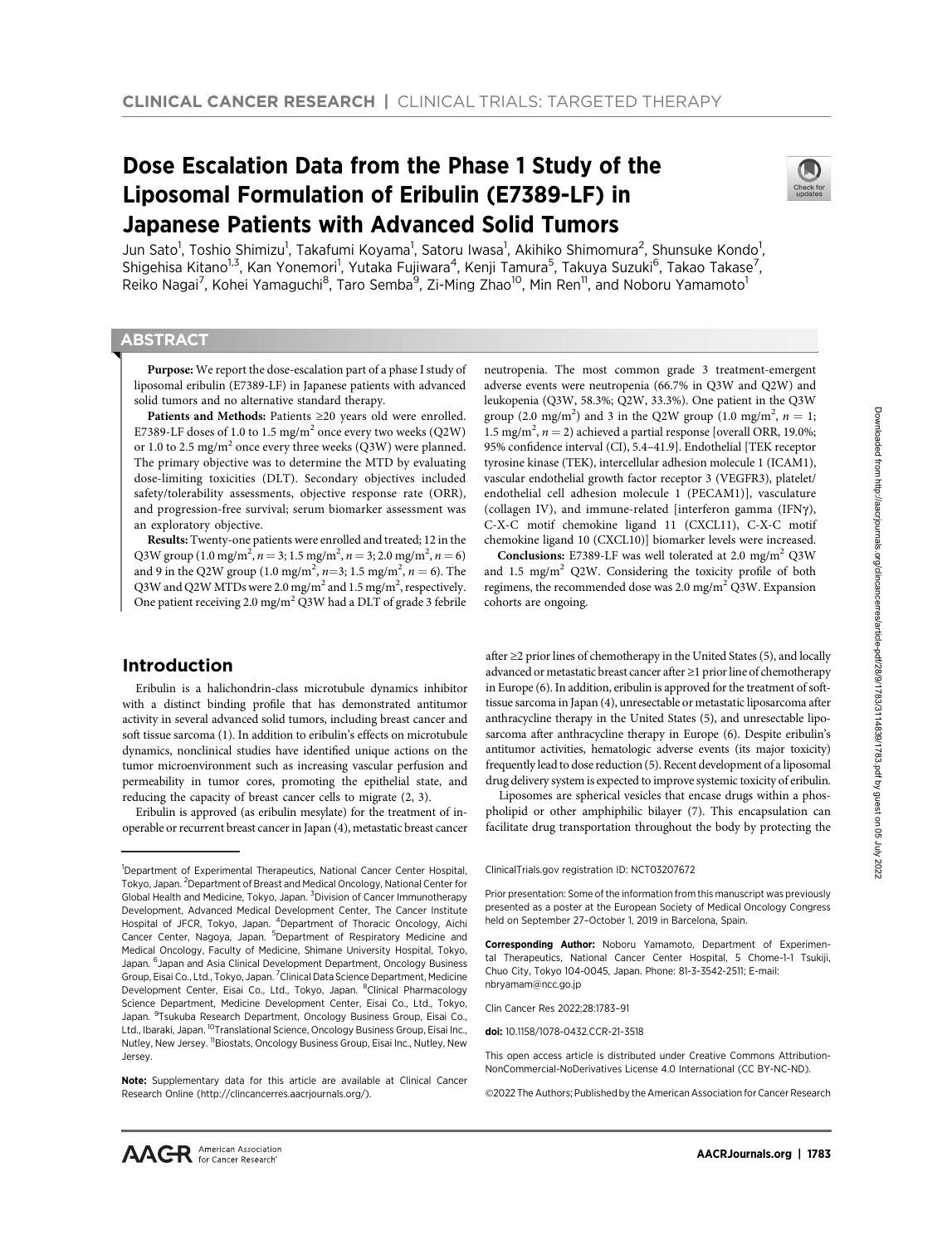CLINICAL CANCER RESEARCH | CLINICAL TRIALS: TARGETED THERAPY

# Dose Escalation Data from the Phase 1 Study of the Liposomal Formulation of Eribulin (E7389-LF) in Japanese Patients with Advanced Solid Tumors

Jun Sato[1], Toshio Shimizu[1], Takafumi Koyama[1], Satoru Iwasa[1], Akihiko Shimomura[2], Shunsuke Kondo[1], Shigehisa Kitano[1,3], Kan Yonemori[1], Yutaka Fujiwara[4], Kenji Tamura[5], Takuya Suzuki[6], Takao Takase[7], Reiko Nagai[7], Kohei Yamaguchi[8], Taro Semba[9], Zi-Ming Zhao[10], Min Ren[11], and Noboru Yamamoto[1]

## ABSTRACT

**Purpose:** We report the dose-escalation part of a phase I study of liposomal eribulin (E7389-LF) in Japanese patients with advanced solid tumors and no alternative standard therapy.

**Patients and Methods:** Patients ≥20 years old were enrolled. E7389-LF doses of 1.0 to 1.5 mg/m$^2$ once every two weeks (Q2W) or 1.0 to 2.5 mg/m$^2$ once every three weeks (Q3W) were planned. The primary objective was to determine the MTD by evaluating dose-limiting toxicities (DLT). Secondary objectives included safety/tolerability assessments, objective response rate (ORR), and progression-free survival; serum biomarker assessment was an exploratory objective.

**Results:** Twenty-one patients were enrolled and treated; 12 in the Q3W group (1.0 mg/m$^2$, $n = 3$; 1.5 mg/m$^2$, $n = 3$; 2.0 mg/m$^2$, $n = 6$) and 9 in the Q2W group (1.0 mg/m$^2$, $n$=3; 1.5 mg/m$^2$, $n = 6$). The Q3W and Q2W MTDs were 2.0 mg/m$^2$ and 1.5 mg/m$^2$, respectively. One patient receiving 2.0 mg/m$^2$ Q3W had a DLT of grade 3 febrile neutropenia. The most common grade 3 treatment-emergent adverse events were neutropenia (66.7% in Q3W and Q2W) and leukopenia (Q3W, 58.3%; Q2W, 33.3%). One patient in the Q3W group (2.0 mg/m$^2$) and 3 in the Q2W group (1.0 mg/m$^2$, $n = 1$; 1.5 mg/m$^2$, $n = 2$) achieved a partial response [overall ORR, 19.0%; 95% confidence interval (CI), 5.4–41.9]. Endothelial [TEK receptor tyrosine kinase (TEK), intercellular adhesion molecule 1 (ICAM1), vascular endothelial growth factor receptor 3 (VEGFR3), platelet/endothelial cell adhesion molecule 1 (PECAM1)], vasculature (collagen IV), and immune-related [interferon gamma (IFNγ), C-X-C motif chemokine ligand 11 (CXCL11), C-X-C motif chemokine ligand 10 (CXCL10)] biomarker levels were increased.

**Conclusions:** E7389-LF was well tolerated at 2.0 mg/m$^2$ Q3W and 1.5 mg/m$^2$ Q2W. Considering the toxicity profile of both regimens, the recommended dose was 2.0 mg/m$^2$ Q3W. Expansion cohorts are ongoing.

## Introduction

Eribulin is a halichondrin-class microtubule dynamics inhibitor with a distinct binding profile that has demonstrated antitumor activity in several advanced solid tumors, including breast cancer and soft tissue sarcoma (1). In addition to eribulin's effects on microtubule dynamics, nonclinical studies have identified unique actions on the tumor microenvironment such as increasing vascular perfusion and permeability in tumor cores, promoting the epithelial state, and reducing the capacity of breast cancer cells to migrate (2, 3).

Eribulin is approved (as eribulin mesylate) for the treatment of inoperable or recurrent breast cancer in Japan (4), metastatic breast cancer after ≥2 prior lines of chemotherapy in the United States (5), and locally advanced or metastatic breast cancer after ≥1 prior line of chemotherapy in Europe (6). In addition, eribulin is approved for the treatment of soft-tissue sarcoma in Japan (4), unresectable or metastatic liposarcoma after anthracycline therapy in the United States (5), and unresectable liposarcoma after anthracycline therapy in Europe (6). Despite eribulin's antitumor activities, hematologic adverse events (its major toxicity) frequently lead to dose reduction (5). Recent development of a liposomal drug delivery system is expected to improve systemic toxicity of eribulin.

Liposomes are spherical vesicles that encase drugs within a phospholipid or other amphiphilic bilayer (7). This encapsulation can facilitate drug transportation throughout the body by protecting the

---

[1]Department of Experimental Therapeutics, National Cancer Center Hospital, Tokyo, Japan. [2]Department of Breast and Medical Oncology, National Center for Global Health and Medicine, Tokyo, Japan. [3]Division of Cancer Immunotherapy Development, Advanced Medical Development Center, The Cancer Institute Hospital of JFCR, Tokyo, Japan. [4]Department of Thoracic Oncology, Aichi Cancer Center, Nagoya, Japan. [5]Department of Respiratory Medicine and Medical Oncology, Faculty of Medicine, Shimane University Hospital, Tokyo, Japan. [6]Japan and Asia Clinical Development Department, Oncology Business Group, Eisai Co., Ltd., Tokyo, Japan. [7]Clinical Data Science Department, Medicine Development Center, Eisai Co., Ltd., Tokyo, Japan. [8]Clinical Pharmacology Science Department, Medicine Development Center, Eisai Co., Ltd., Tokyo, Japan. [9]Tsukuba Research Department, Oncology Business Group, Eisai Co., Ltd., Ibaraki, Japan. [10]Translational Science, Oncology Business Group, Eisai Inc., Nutley, New Jersey. [11]Biostats, Oncology Business Group, Eisai Inc., Nutley, New Jersey.

**Note:** Supplementary data for this article are available at Clinical Cancer Research Online (http://clincancerres.aacrjournals.org/).

ClinicalTrials.gov registration ID: NCT03207672

Prior presentation: Some of the information from this manuscript was previously presented as a poster at the European Society of Medical Oncology Congress held on September 27–October 1, 2019 in Barcelona, Spain.

**Corresponding Author:** Noboru Yamamoto, Department of Experimental Therapeutics, National Cancer Center Hospital, 5 Chome-1-1 Tsukiji, Chuo City, Tokyo 104-0045, Japan. Phone: 81-3-3542-2511; E-mail: nbryamam@ncc.go.jp

Clin Cancer Res 2022;28:1783–91

**doi:** 10.1158/1078-0432.CCR-21-3518

This open access article is distributed under Creative Commons Attribution-NonCommercial-NoDerivatives License 4.0 International (CC BY-NC-ND).

©2022 The Authors; Published by the American Association for Cancer Research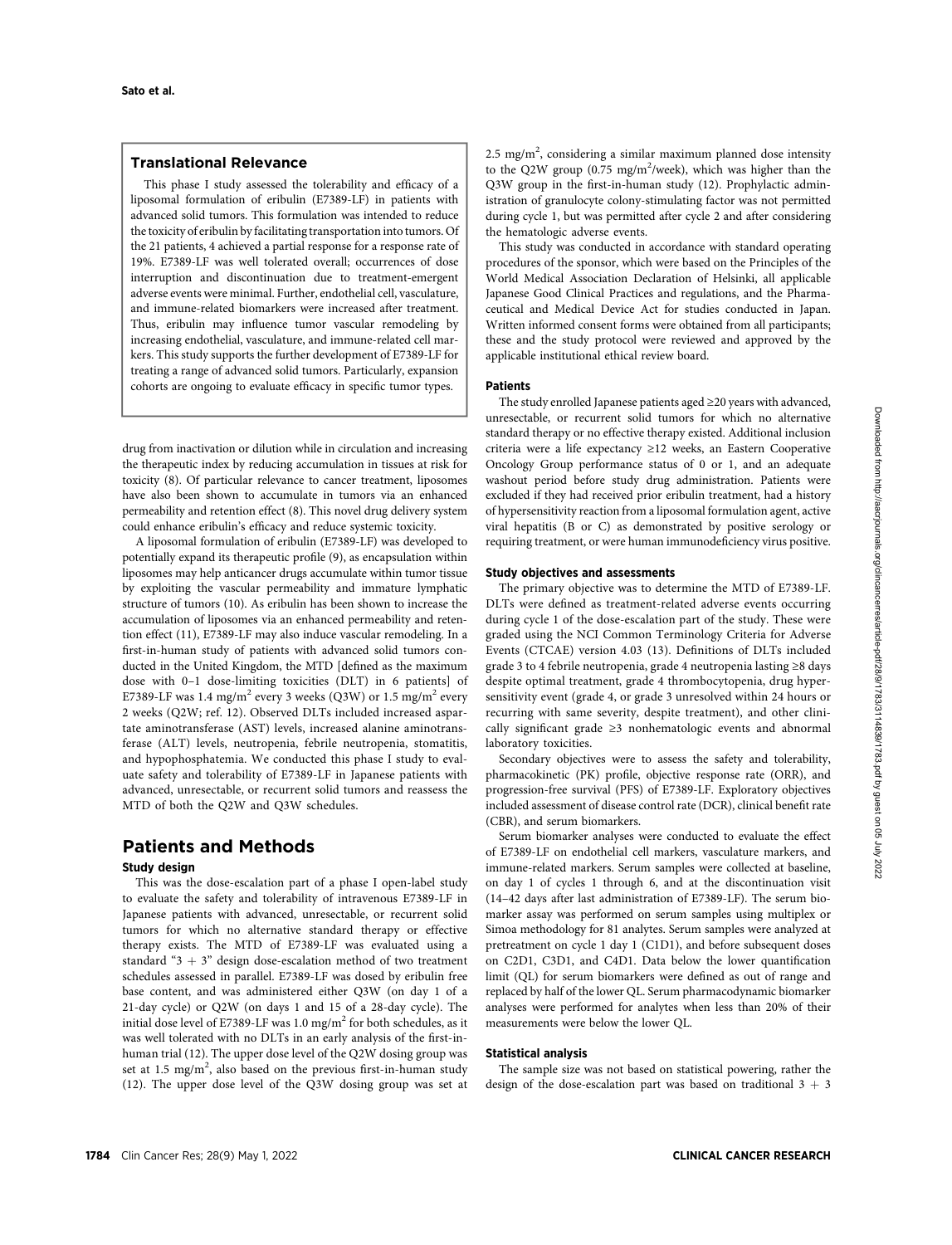## Translational Relevance

This phase I study assessed the tolerability and efficacy of a liposomal formulation of eribulin (E7389-LF) in patients with advanced solid tumors. This formulation was intended to reduce the toxicity of eribulin by facilitating transportation into tumors. Of the 21 patients, 4 achieved a partial response for a response rate of 19%. E7389-LF was well tolerated overall; occurrences of dose interruption and discontinuation due to treatment-emergent adverse events were minimal. Further, endothelial cell, vasculature, and immune-related biomarkers were increased after treatment. Thus, eribulin may influence tumor vascular remodeling by increasing endothelial, vasculature, and immune-related cell markers. This study supports the further development of E7389-LF for treating a range of advanced solid tumors. Particularly, expansion cohorts are ongoing to evaluate efficacy in specific tumor types.

drug from inactivation or dilution while in circulation and increasing the therapeutic index by reducing accumulation in tissues at risk for toxicity (8). Of particular relevance to cancer treatment, liposomes have also been shown to accumulate in tumors via an enhanced permeability and retention effect (8). This novel drug delivery system could enhance eribulin's efficacy and reduce systemic toxicity.

A liposomal formulation of eribulin (E7389-LF) was developed to potentially expand its therapeutic profile (9), as encapsulation within liposomes may help anticancer drugs accumulate within tumor tissue by exploiting the vascular permeability and immature lymphatic structure of tumors (10). As eribulin has been shown to increase the accumulation of liposomes via an enhanced permeability and retention effect (11), E7389-LF may also induce vascular remodeling. In a first-in-human study of patients with advanced solid tumors conducted in the United Kingdom, the MTD [defined as the maximum dose with 0–1 dose-limiting toxicities (DLT) in 6 patients] of E7389-LF was 1.4 mg/m$^2$ every 3 weeks (Q3W) or 1.5 mg/m$^2$ every 2 weeks (Q2W; ref. 12). Observed DLTs included increased aspartate aminotransferase (AST) levels, increased alanine aminotransferase (ALT) levels, neutropenia, febrile neutropenia, stomatitis, and hypophosphatemia. We conducted this phase I study to evaluate safety and tolerability of E7389-LF in Japanese patients with advanced, unresectable, or recurrent solid tumors and reassess the MTD of both the Q2W and Q3W schedules.

# Patients and Methods

### Study design

This was the dose-escalation part of a phase I open-label study to evaluate the safety and tolerability of intravenous E7389-LF in Japanese patients with advanced, unresectable, or recurrent solid tumors for which no alternative standard therapy or effective therapy exists. The MTD of E7389-LF was evaluated using a standard "3 + 3" design dose-escalation method of two treatment schedules assessed in parallel. E7389-LF was dosed by eribulin free base content, and was administered either Q3W (on day 1 of a 21-day cycle) or Q2W (on days 1 and 15 of a 28-day cycle). The initial dose level of E7389-LF was 1.0 mg/m$^2$ for both schedules, as it was well tolerated with no DLTs in an early analysis of the first-in-human trial (12). The upper dose level of the Q2W dosing group was set at 1.5 mg/m$^2$, also based on the previous first-in-human study (12). The upper dose level of the Q3W dosing group was set at 2.5 mg/m$^2$, considering a similar maximum planned dose intensity to the Q2W group (0.75 mg/m$^2$/week), which was higher than the Q3W group in the first-in-human study (12). Prophylactic administration of granulocyte colony-stimulating factor was not permitted during cycle 1, but was permitted after cycle 2 and after considering the hematologic adverse events.

This study was conducted in accordance with standard operating procedures of the sponsor, which were based on the Principles of the World Medical Association Declaration of Helsinki, all applicable Japanese Good Clinical Practices and regulations, and the Pharmaceutical and Medical Device Act for studies conducted in Japan. Written informed consent forms were obtained from all participants; these and the study protocol were reviewed and approved by the applicable institutional ethical review board.

### Patients

The study enrolled Japanese patients aged ≥20 years with advanced, unresectable, or recurrent solid tumors for which no alternative standard therapy or no effective therapy existed. Additional inclusion criteria were a life expectancy ≥12 weeks, an Eastern Cooperative Oncology Group performance status of 0 or 1, and an adequate washout period before study drug administration. Patients were excluded if they had received prior eribulin treatment, had a history of hypersensitivity reaction from a liposomal formulation agent, active viral hepatitis (B or C) as demonstrated by positive serology or requiring treatment, or were human immunodeficiency virus positive.

### Study objectives and assessments

The primary objective was to determine the MTD of E7389-LF. DLTs were defined as treatment-related adverse events occurring during cycle 1 of the dose-escalation part of the study. These were graded using the NCI Common Terminology Criteria for Adverse Events (CTCAE) version 4.03 (13). Definitions of DLTs included grade 3 to 4 febrile neutropenia, grade 4 neutropenia lasting ≥8 days despite optimal treatment, grade 4 thrombocytopenia, drug hypersensitivity event (grade 4, or grade 3 unresolved within 24 hours or recurring with same severity, despite treatment), and other clinically significant grade ≥3 nonhematologic events and abnormal laboratory toxicities.

Secondary objectives were to assess the safety and tolerability, pharmacokinetic (PK) profile, objective response rate (ORR), and progression-free survival (PFS) of E7389-LF. Exploratory objectives included assessment of disease control rate (DCR), clinical benefit rate (CBR), and serum biomarkers.

Serum biomarker analyses were conducted to evaluate the effect of E7389-LF on endothelial cell markers, vasculature markers, and immune-related markers. Serum samples were collected at baseline, on day 1 of cycles 1 through 6, and at the discontinuation visit (14–42 days after last administration of E7389-LF). The serum biomarker assay was performed on serum samples using multiplex or Simoa methodology for 81 analytes. Serum samples were analyzed at pretreatment on cycle 1 day 1 (C1D1), and before subsequent doses on C2D1, C3D1, and C4D1. Data below the lower quantification limit (QL) for serum biomarkers were defined as out of range and replaced by half of the lower QL. Serum pharmacodynamic biomarker analyses were performed for analytes when less than 20% of their measurements were below the lower QL.

### Statistical analysis

The sample size was not based on statistical powering, rather the design of the dose-escalation part was based on traditional 3 + 3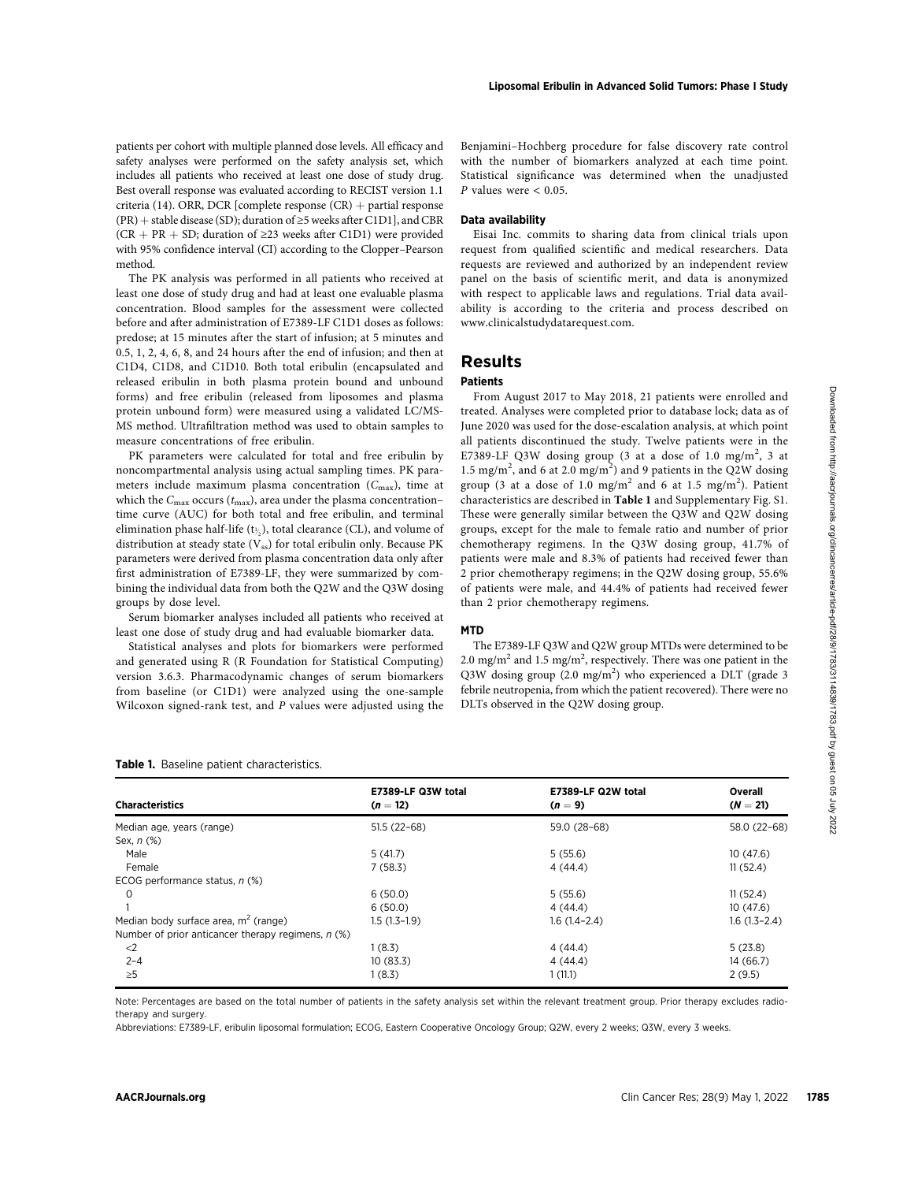patients per cohort with multiple planned dose levels. All efficacy and safety analyses were performed on the safety analysis set, which includes all patients who received at least one dose of study drug. Best overall response was evaluated according to RECIST version 1.1 criteria (14). ORR, DCR [complete response (CR) + partial response (PR) + stable disease (SD); duration of ≥5 weeks after C1D1], and CBR (CR + PR + SD; duration of ≥23 weeks after C1D1) were provided with 95% confidence interval (CI) according to the Clopper–Pearson method.

The PK analysis was performed in all patients who received at least one dose of study drug and had at least one evaluable plasma concentration. Blood samples for the assessment were collected before and after administration of E7389-LF C1D1 doses as follows: predose; at 15 minutes after the start of infusion; at 5 minutes and 0.5, 1, 2, 4, 6, 8, and 24 hours after the end of infusion; and then at C1D4, C1D8, and C1D10. Both total eribulin (encapsulated and released eribulin in both plasma protein bound and unbound forms) and free eribulin (released from liposomes and plasma protein unbound form) were measured using a validated LC/MS-MS method. Ultrafiltration method was used to obtain samples to measure concentrations of free eribulin.

PK parameters were calculated for total and free eribulin by noncompartmental analysis using actual sampling times. PK parameters include maximum plasma concentration ($C_{max}$), time at which the $C_{max}$ occurs ($t_{max}$), area under the plasma concentration–time curve (AUC) for both total and free eribulin, and terminal elimination phase half-life ($t_{½}$), total clearance (CL), and volume of distribution at steady state ($V_{ss}$) for total eribulin only. Because PK parameters were derived from plasma concentration data only after first administration of E7389-LF, they were summarized by combining the individual data from both the Q2W and the Q3W dosing groups by dose level.

Serum biomarker analyses included all patients who received at least one dose of study drug and had evaluable biomarker data.

Statistical analyses and plots for biomarkers were performed and generated using R (R Foundation for Statistical Computing) version 3.6.3. Pharmacodynamic changes of serum biomarkers from baseline (or C1D1) were analyzed using the one-sample Wilcoxon signed-rank test, and $P$ values were adjusted using the Benjamini–Hochberg procedure for false discovery rate control with the number of biomarkers analyzed at each time point. Statistical significance was determined when the unadjusted $P$ values were < 0.05.

### Data availability

Eisai Inc. commits to sharing data from clinical trials upon request from qualified scientific and medical researchers. Data requests are reviewed and authorized by an independent review panel on the basis of scientific merit, and data is anonymized with respect to applicable laws and regulations. Trial data availability is according to the criteria and process described on www.clinicalstudydatarequest.com.

## Results

### Patients

From August 2017 to May 2018, 21 patients were enrolled and treated. Analyses were completed prior to database lock; data as of June 2020 was used for the dose-escalation analysis, at which point all patients discontinued the study. Twelve patients were in the E7389-LF Q3W dosing group (3 at a dose of 1.0 mg/m$^2$, 3 at 1.5 mg/m$^2$, and 6 at 2.0 mg/m$^2$) and 9 patients in the Q2W dosing group (3 at a dose of 1.0 mg/m$^2$ and 6 at 1.5 mg/m$^2$). Patient characteristics are described in **Table 1** and Supplementary Fig. S1. These were generally similar between the Q3W and Q2W dosing groups, except for the male to female ratio and number of prior chemotherapy regimens. In the Q3W dosing group, 41.7% of patients were male and 8.3% of patients had received fewer than 2 prior chemotherapy regimens; in the Q2W dosing group, 55.6% of patients were male, and 44.4% of patients had received fewer than 2 prior chemotherapy regimens.

### MTD

The E7389-LF Q3W and Q2W group MTDs were determined to be 2.0 mg/m$^2$ and 1.5 mg/m$^2$, respectively. There was one patient in the Q3W dosing group (2.0 mg/m$^2$) who experienced a DLT (grade 3 febrile neutropenia, from which the patient recovered). There were no DLTs observed in the Q2W dosing group.

**Table 1.** Baseline patient characteristics.

| Characteristics | E7389-LF Q3W total ($n$ = 12) | E7389-LF Q2W total ($n$ = 9) | Overall ($N$ = 21) |
|---|---|---|---|
| Median age, years (range) | 51.5 (22–68) | 59.0 (28–68) | 58.0 (22–68) |
| Sex, $n$ (%) | | | |
| Male | 5 (41.7) | 5 (55.6) | 10 (47.6) |
| Female | 7 (58.3) | 4 (44.4) | 11 (52.4) |
| ECOG performance status, $n$ (%) | | | |
| 0 | 6 (50.0) | 5 (55.6) | 11 (52.4) |
| 1 | 6 (50.0) | 4 (44.4) | 10 (47.6) |
| Median body surface area, m$^2$ (range) | 1.5 (1.3–1.9) | 1.6 (1.4–2.4) | 1.6 (1.3–2.4) |
| Number of prior anticancer therapy regimens, $n$ (%) | | | |
| <2 | 1 (8.3) | 4 (44.4) | 5 (23.8) |
| 2–4 | 10 (83.3) | 4 (44.4) | 14 (66.7) |
| ≥5 | 1 (8.3) | 1 (11.1) | 2 (9.5) |

Note: Percentages are based on the total number of patients in the safety analysis set within the relevant treatment group. Prior therapy excludes radiotherapy and surgery.

Abbreviations: E7389-LF, eribulin liposomal formulation; ECOG, Eastern Cooperative Oncology Group; Q2W, every 2 weeks; Q3W, every 3 weeks.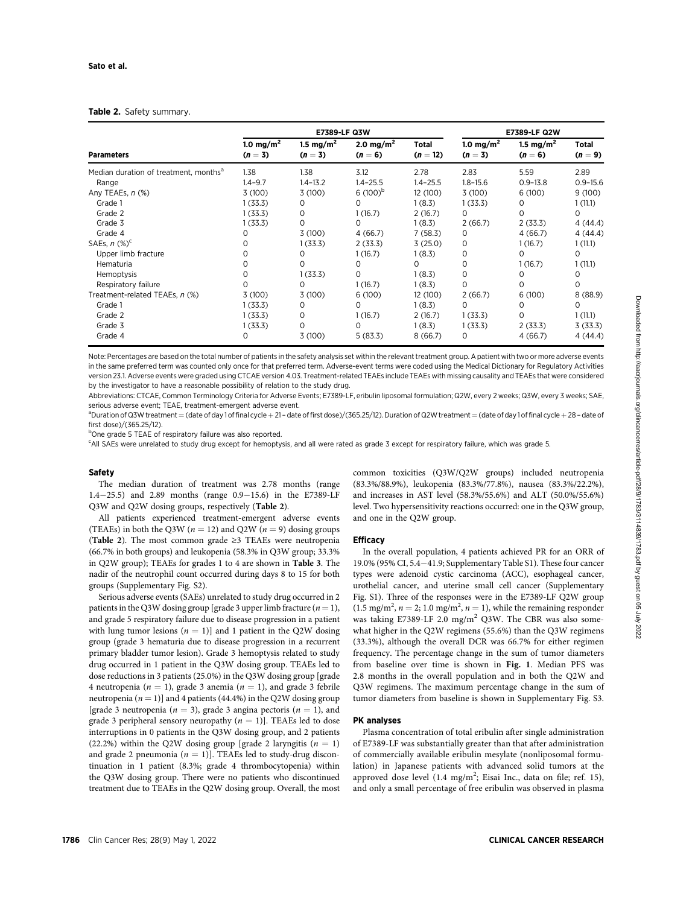**Table 2.** Safety summary.

| Parameters | E7389-LF Q3W | | | | E7389-LF Q2W | | |
|---|---|---|---|---|---|---|---|
| | 1.0 mg/m$^2$ ($n$ = 3) | 1.5 mg/m$^2$ ($n$ = 3) | 2.0 mg/m$^2$ ($n$ = 6) | Total ($n$ = 12) | 1.0 mg/m$^2$ ($n$ = 3) | 1.5 mg/m$^2$ ($n$ = 6) | Total ($n$ = 9) |
| Median duration of treatment, months[a] | 1.38 | 1.38 | 3.12 | 2.78 | 2.83 | 5.59 | 2.89 |
| Range | 1.4–9.7 | 1.4–13.2 | 1.4–25.5 | 1.4–25.5 | 1.8–15.6 | 0.9–13.8 | 0.9–15.6 |
| Any TEAEs, $n$ (%) | 3 (100) | 3 (100) | 6 (100)[b] | 12 (100) | 3 (100) | 6 (100) | 9 (100) |
| Grade 1 | 1 (33.3) | 0 | 0 | 1 (8.3) | 1 (33.3) | 0 | 1 (11.1) |
| Grade 2 | 1 (33.3) | 0 | 1 (16.7) | 2 (16.7) | 0 | 0 | 0 |
| Grade 3 | 1 (33.3) | 0 | 0 | 1 (8.3) | 2 (66.7) | 2 (33.3) | 4 (44.4) |
| Grade 4 | 0 | 3 (100) | 4 (66.7) | 7 (58.3) | 0 | 4 (66.7) | 4 (44.4) |
| SAEs, $n$ (%)[c] | 0 | 1 (33.3) | 2 (33.3) | 3 (25.0) | 0 | 1 (16.7) | 1 (11.1) |
| Upper limb fracture | 0 | 0 | 1 (16.7) | 1 (8.3) | 0 | 0 | 0 |
| Hematuria | 0 | 0 | 0 | 0 | 0 | 1 (16.7) | 1 (11.1) |
| Hemoptysis | 0 | 1 (33.3) | 0 | 1 (8.3) | 0 | 0 | 0 |
| Respiratory failure | 0 | 0 | 1 (16.7) | 1 (8.3) | 0 | 0 | 0 |
| Treatment-related TEAEs, $n$ (%) | 3 (100) | 3 (100) | 6 (100) | 12 (100) | 2 (66.7) | 6 (100) | 8 (88.9) |
| Grade 1 | 1 (33.3) | 0 | 0 | 1 (8.3) | 0 | 0 | 0 |
| Grade 2 | 1 (33.3) | 0 | 1 (16.7) | 2 (16.7) | 1 (33.3) | 0 | 1 (11.1) |
| Grade 3 | 1 (33.3) | 0 | 0 | 1 (8.3) | 1 (33.3) | 2 (33.3) | 3 (33.3) |
| Grade 4 | 0 | 3 (100) | 5 (83.3) | 8 (66.7) | 0 | 4 (66.7) | 4 (44.4) |

Note: Percentages are based on the total number of patients in the safety analysis set within the relevant treatment group. A patient with two or more adverse events in the same preferred term was counted only once for that preferred term. Adverse-event terms were coded using the Medical Dictionary for Regulatory Activities version 23.1. Adverse events were graded using CTCAE version 4.03. Treatment-related TEAEs include TEAEs with missing causality and TEAEs that were considered by the investigator to have a reasonable possibility of relation to the study drug.

Abbreviations: CTCAE, Common Terminology Criteria for Adverse Events; E7389-LF, eribulin liposomal formulation; Q2W, every 2 weeks; Q3W, every 3 weeks; SAE, serious adverse event; TEAE, treatment-emergent adverse event.

[a]Duration of Q3W treatment = (date of day 1 of final cycle + 21 – date of first dose)/(365.25/12). Duration of Q2W treatment = (date of day 1 of final cycle + 28 – date of first dose)/(365.25/12).

[b]One grade 5 TEAE of respiratory failure was also reported.

[c]All SAEs were unrelated to study drug except for hemoptysis, and all were rated as grade 3 except for respiratory failure, which was grade 5.

### Safety

The median duration of treatment was 2.78 months (range 1.4–25.5) and 2.89 months (range 0.9–15.6) in the E7389-LF Q3W and Q2W dosing groups, respectively (**Table 2**).

All patients experienced treatment-emergent adverse events (TEAEs) in both the Q3W ($n = 12$) and Q2W ($n = 9$) dosing groups (**Table 2**). The most common grade ≥3 TEAEs were neutropenia (66.7% in both groups) and leukopenia (58.3% in Q3W group; 33.3% in Q2W group); TEAEs for grades 1 to 4 are shown in **Table 3**. The nadir of the neutrophil count occurred during days 8 to 15 for both groups (Supplementary Fig. S2).

Serious adverse events (SAEs) unrelated to study drug occurred in 2 patients in the Q3W dosing group [grade 3 upper limb fracture ($n = 1$), and grade 5 respiratory failure due to disease progression in a patient with lung tumor lesions ($n = 1$)] and 1 patient in the Q2W dosing group (grade 3 hematuria due to disease progression in a recurrent primary bladder tumor lesion). Grade 3 hemoptysis related to study drug occurred in 1 patient in the Q3W dosing group. TEAEs led to dose reductions in 3 patients (25.0%) in the Q3W dosing group [grade 4 neutropenia ($n = 1$), grade 3 anemia ($n = 1$), and grade 3 febrile neutropenia ($n = 1$)] and 4 patients (44.4%) in the Q2W dosing group [grade 3 neutropenia ($n = 3$), grade 3 angina pectoris ($n = 1$), and grade 3 peripheral sensory neuropathy ($n = 1$)]. TEAEs led to dose interruptions in 0 patients in the Q3W dosing group, and 2 patients (22.2%) within the Q2W dosing group [grade 2 laryngitis ($n = 1$) and grade 2 pneumonia ($n = 1$)]. TEAEs led to study-drug discontinuation in 1 patient (8.3%; grade 4 thrombocytopenia) within the Q3W dosing group. There were no patients who discontinued treatment due to TEAEs in the Q2W dosing group. Overall, the most common toxicities (Q3W/Q2W groups) included neutropenia (83.3%/88.9%), leukopenia (83.3%/77.8%), nausea (83.3%/22.2%), and increases in AST level (58.3%/55.6%) and ALT (50.0%/55.6%) level. Two hypersensitivity reactions occurred: one in the Q3W group, and one in the Q2W group.

### Efficacy

In the overall population, 4 patients achieved PR for an ORR of 19.0% (95% CI, 5.4–41.9; Supplementary Table S1). These four cancer types were adenoid cystic carcinoma (ACC), esophageal cancer, urothelial cancer, and uterine small cell cancer (Supplementary Fig. S1). Three of the responses were in the E7389-LF Q2W group (1.5 mg/m$^2$, $n = 2$; 1.0 mg/m$^2$, $n = 1$), while the remaining responder was taking E7389-LF 2.0 mg/m$^2$ Q3W. The CBR was also somewhat higher in the Q2W regimens (55.6%) than the Q3W regimens (33.3%), although the overall DCR was 66.7% for either regimen frequency. The percentage change in the sum of tumor diameters from baseline over time is shown in **Fig. 1**. Median PFS was 2.8 months in the overall population and in both the Q2W and Q3W regimens. The maximum percentage change in the sum of tumor diameters from baseline is shown in Supplementary Fig. S3.

### PK analyses

Plasma concentration of total eribulin after single administration of E7389-LF was substantially greater than that after administration of commercially available eribulin mesylate (nonliposomal formulation) in Japanese patients with advanced solid tumors at the approved dose level (1.4 mg/m$^2$; Eisai Inc., data on file; ref. 15), and only a small percentage of free eribulin was observed in plasma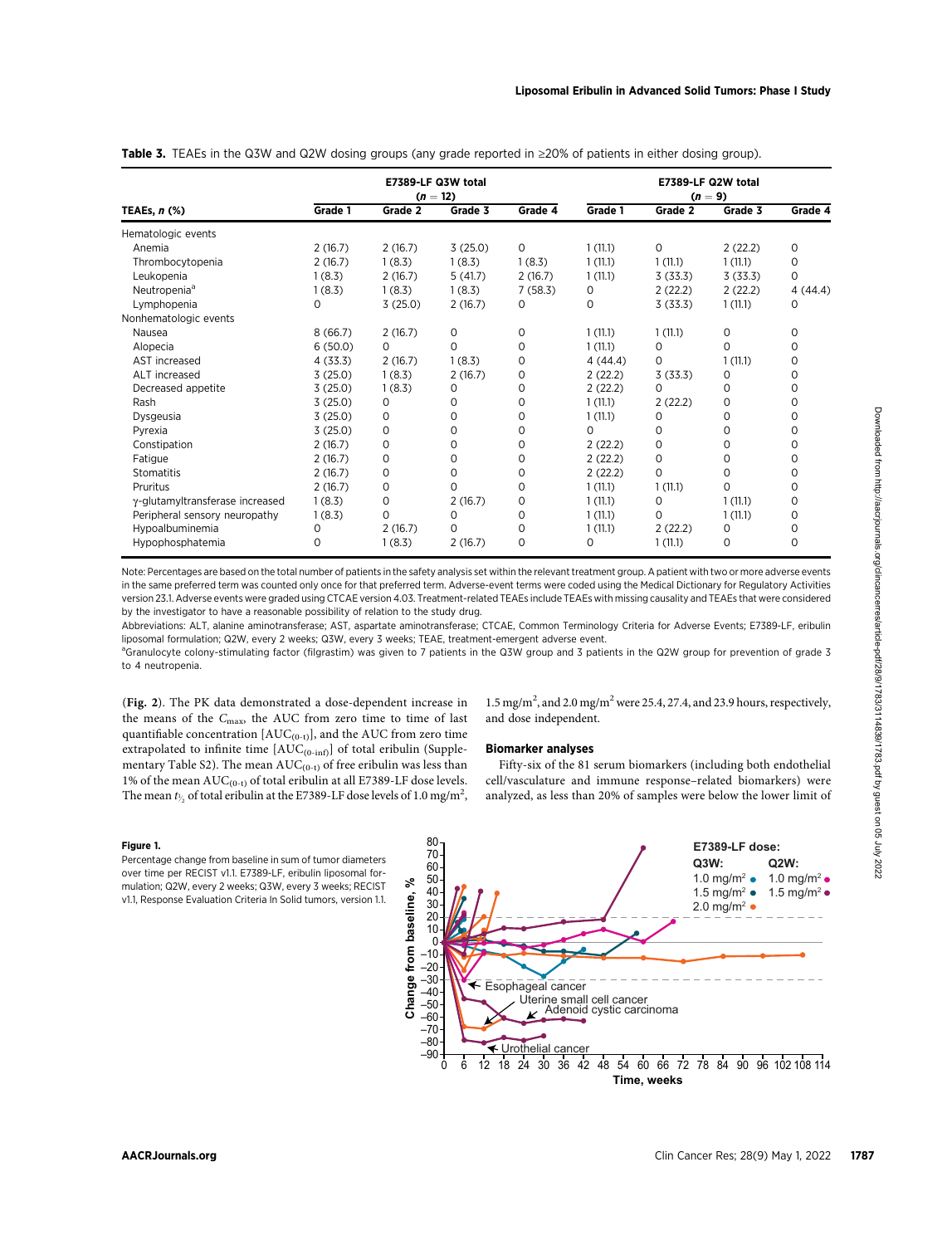**Table 3.** TEAEs in the Q3W and Q2W dosing groups (any grade reported in ≥20% of patients in either dosing group).

| TEAEs, n (%) | E7389-LF Q3W total (n = 12) | | | | E7389-LF Q2W total (n = 9) | | | |
|---|---|---|---|---|---|---|---|---|
| | Grade 1 | Grade 2 | Grade 3 | Grade 4 | Grade 1 | Grade 2 | Grade 3 | Grade 4 |
| Hematologic events | | | | | | | | |
| Anemia | 2 (16.7) | 2 (16.7) | 3 (25.0) | 0 | 1 (11.1) | 0 | 2 (22.2) | 0 |
| Thrombocytopenia | 2 (16.7) | 1 (8.3) | 1 (8.3) | 1 (8.3) | 1 (11.1) | 1 (11.1) | 1 (11.1) | 0 |
| Leukopenia | 1 (8.3) | 2 (16.7) | 5 (41.7) | 2 (16.7) | 1 (11.1) | 3 (33.3) | 3 (33.3) | 0 |
| Neutropenia[a] | 1 (8.3) | 1 (8.3) | 1 (8.3) | 7 (58.3) | 0 | 2 (22.2) | 2 (22.2) | 4 (44.4) |
| Lymphopenia | 0 | 3 (25.0) | 2 (16.7) | 0 | 0 | 3 (33.3) | 1 (11.1) | 0 |
| Nonhematologic events | | | | | | | | |
| Nausea | 8 (66.7) | 2 (16.7) | 0 | 0 | 1 (11.1) | 1 (11.1) | 0 | 0 |
| Alopecia | 6 (50.0) | 0 | 0 | 0 | 1 (11.1) | 0 | 0 | 0 |
| AST increased | 4 (33.3) | 2 (16.7) | 1 (8.3) | 0 | 4 (44.4) | 0 | 1 (11.1) | 0 |
| ALT increased | 3 (25.0) | 1 (8.3) | 2 (16.7) | 0 | 2 (22.2) | 3 (33.3) | 0 | 0 |
| Decreased appetite | 3 (25.0) | 1 (8.3) | 0 | 0 | 2 (22.2) | 0 | 0 | 0 |
| Rash | 3 (25.0) | 0 | 0 | 0 | 1 (11.1) | 2 (22.2) | 0 | 0 |
| Dysgeusia | 3 (25.0) | 0 | 0 | 0 | 1 (11.1) | 0 | 0 | 0 |
| Pyrexia | 3 (25.0) | 0 | 0 | 0 | 0 | 0 | 0 | 0 |
| Constipation | 2 (16.7) | 0 | 0 | 0 | 2 (22.2) | 0 | 0 | 0 |
| Fatigue | 2 (16.7) | 0 | 0 | 0 | 2 (22.2) | 0 | 0 | 0 |
| Stomatitis | 2 (16.7) | 0 | 0 | 0 | 2 (22.2) | 0 | 0 | 0 |
| Pruritus | 2 (16.7) | 0 | 0 | 0 | 1 (11.1) | 1 (11.1) | 0 | 0 |
| γ-glutamyltransferase increased | 1 (8.3) | 0 | 2 (16.7) | 0 | 1 (11.1) | 0 | 1 (11.1) | 0 |
| Peripheral sensory neuropathy | 1 (8.3) | 0 | 0 | 0 | 1 (11.1) | 0 | 1 (11.1) | 0 |
| Hypoalbuminemia | 0 | 2 (16.7) | 0 | 0 | 1 (11.1) | 2 (22.2) | 0 | 0 |
| Hypophosphatemia | 0 | 1 (8.3) | 2 (16.7) | 0 | 0 | 1 (11.1) | 0 | 0 |

Note: Percentages are based on the total number of patients in the safety analysis set within the relevant treatment group. A patient with two or more adverse events in the same preferred term was counted only once for that preferred term. Adverse-event terms were coded using the Medical Dictionary for Regulatory Activities version 23.1. Adverse events were graded using CTCAE version 4.03. Treatment-related TEAEs include TEAEs with missing causality and TEAEs that were considered by the investigator to have a reasonable possibility of relation to the study drug.

Abbreviations: ALT, alanine aminotransferase; AST, aspartate aminotransferase; CTCAE, Common Terminology Criteria for Adverse Events; E7389-LF, eribulin liposomal formulation; Q2W, every 2 weeks; Q3W, every 3 weeks; TEAE, treatment-emergent adverse event.

[a]Granulocyte colony-stimulating factor (filgrastim) was given to 7 patients in the Q3W group and 3 patients in the Q2W group for prevention of grade 3 to 4 neutropenia.

(**Fig. 2**). The PK data demonstrated a dose-dependent increase in the means of the $C_{max}$, the AUC from zero time to time of last quantifiable concentration [$AUC_{(0\text{-}t)}$], and the AUC from zero time extrapolated to infinite time [$AUC_{(0\text{-}inf)}$] of total eribulin (Supplementary Table S2). The mean $AUC_{(0\text{-}t)}$ of free eribulin was less than 1% of the mean $AUC_{(0\text{-}t)}$ of total eribulin at all E7389-LF dose levels. The mean $t_{1/2}$ of total eribulin at the E7389-LF dose levels of 1.0 mg/m$^2$, 1.5 mg/m$^2$, and 2.0 mg/m$^2$ were 25.4, 27.4, and 23.9 hours, respectively, and dose independent.

### Biomarker analyses

Fifty-six of the 81 serum biomarkers (including both endothelial cell/vasculature and immune response–related biomarkers) were analyzed, as less than 20% of samples were below the lower limit of

**Figure 1.**

Percentage change from baseline in sum of tumor diameters over time per RECIST v1.1. E7389-LF, eribulin liposomal formulation; Q2W, every 2 weeks; Q3W, every 3 weeks; RECIST v1.1, Response Evaluation Criteria In Solid tumors, version 1.1.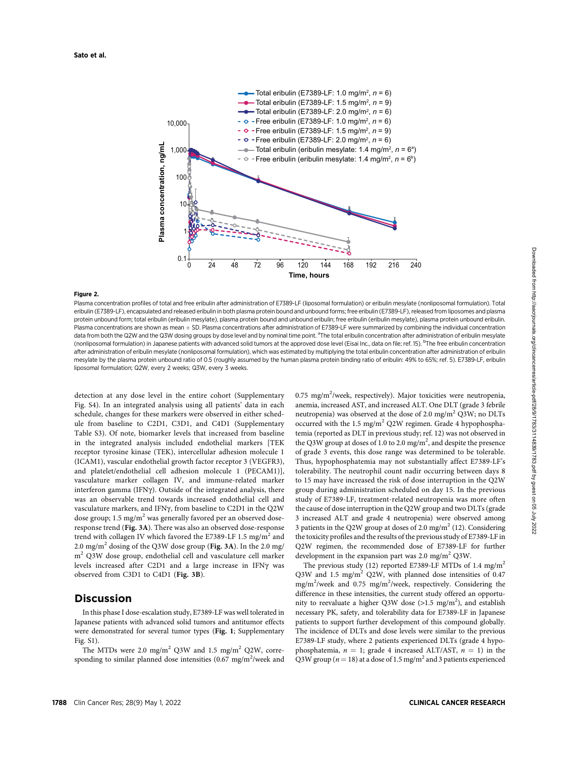**Figure 2.**

Plasma concentration profiles of total and free eribulin after administration of E7389-LF (liposomal formulation) or eribulin mesylate (nonliposomal formulation). Total eribulin (E7389-LF), encapsulated and released eribulin in both plasma protein bound and unbound forms; free eribulin (E7389-LF), released from liposomes and plasma protein unbound form; total eribulin (eribulin mesylate), plasma protein bound and unbound eribulin; free eribulin (eribulin mesylate), plasma protein unbound eribulin. Plasma concentrations are shown as mean + SD. Plasma concentrations after administration of E7389-LF were summarized by combining the individual concentration data from both the Q2W and the Q3W dosing groups by dose level and by nominal time point. [a]The total eribulin concentration after administration of eribulin mesylate (nonliposomal formulation) in Japanese patients with advanced solid tumors at the approved dose level (Eisai Inc., data on file; ref. 15). [b]The free eribulin concentration after administration of eribulin mesylate (nonliposomal formulation), which was estimated by multiplying the total eribulin concentration after administration of eribulin mesylate by the plasma protein unbound ratio of 0.5 (roughly assumed by the human plasma protein binding ratio of eribulin: 49% to 65%; ref. 5). E7389-LF, eribulin liposomal formulation; Q2W, every 2 weeks; Q3W, every 3 weeks.

detection at any dose level in the entire cohort (Supplementary Fig. S4). In an integrated analysis using all patients' data in each schedule, changes for these markers were observed in either schedule from baseline to C2D1, C3D1, and C4D1 (Supplementary Table S3). Of note, biomarker levels that increased from baseline in the integrated analysis included endothelial markers [TEK receptor tyrosine kinase (TEK), intercellular adhesion molecule 1 (ICAM1), vascular endothelial growth factor receptor 3 (VEGFR3), and platelet/endothelial cell adhesion molecule 1 (PECAM1)], vasculature marker collagen IV, and immune-related marker interferon gamma (IFNγ). Outside of the integrated analysis, there was an observable trend towards increased endothelial cell and vasculature markers, and IFNγ, from baseline to C2D1 in the Q2W dose group; 1.5 mg/m$^2$ was generally favored per an observed dose-response trend (**Fig. 3A**). There was also an observed dose-response trend with collagen IV which favored the E7389-LF 1.5 mg/m$^2$ and 2.0 mg/m$^2$ dosing of the Q3W dose group (**Fig. 3A**). In the 2.0 mg/m$^2$ Q3W dose group, endothelial cell and vasculature cell marker levels increased after C2D1 and a large increase in IFNγ was observed from C3D1 to C4D1 (**Fig. 3B**).

## Discussion

In this phase I dose-escalation study, E7389-LF was well tolerated in Japanese patients with advanced solid tumors and antitumor effects were demonstrated for several tumor types (**Fig. 1**; Supplementary Fig. S1).

The MTDs were 2.0 mg/m$^2$ Q3W and 1.5 mg/m$^2$ Q2W, corresponding to similar planned dose intensities (0.67 mg/m$^2$/week and 0.75 mg/m$^2$/week, respectively). Major toxicities were neutropenia, anemia, increased AST, and increased ALT. One DLT (grade 3 febrile neutropenia) was observed at the dose of 2.0 mg/m$^2$ Q3W; no DLTs occurred with the 1.5 mg/m$^2$ Q2W regimen. Grade 4 hypophosphatemia (reported as DLT in previous study; ref. 12) was not observed in the Q3W group at doses of 1.0 to 2.0 mg/m$^2$, and despite the presence of grade 3 events, this dose range was determined to be tolerable. Thus, hypophosphatemia may not substantially affect E7389-LF's tolerability. The neutrophil count nadir occurring between days 8 to 15 may have increased the risk of dose interruption in the Q2W group during administration scheduled on day 15. In the previous study of E7389-LF, treatment-related neutropenia was more often the cause of dose interruption in the Q2W group and two DLTs (grade 3 increased ALT and grade 4 neutropenia) were observed among 3 patients in the Q2W group at doses of 2.0 mg/m$^2$ (12). Considering the toxicity profiles and the results of the previous study of E7389-LF in Q2W regimen, the recommended dose of E7389-LF for further development in the expansion part was 2.0 mg/m$^2$ Q3W.

The previous study (12) reported E7389-LF MTDs of 1.4 mg/m$^2$ Q3W and 1.5 mg/m$^2$ Q2W, with planned dose intensities of 0.47 mg/m$^2$/week and 0.75 mg/m$^2$/week, respectively. Considering the difference in these intensities, the current study offered an opportunity to reevaluate a higher Q3W dose (>1.5 mg/m$^2$), and establish necessary PK, safety, and tolerability data for E7389-LF in Japanese patients to support further development of this compound globally. The incidence of DLTs and dose levels were similar to the previous E7389-LF study, where 2 patients experienced DLTs (grade 4 hypophosphatemia, $n = 1$; grade 4 increased ALT/AST, $n = 1$) in the Q3W group ($n = 18$) at a dose of 1.5 mg/m$^2$ and 3 patients experienced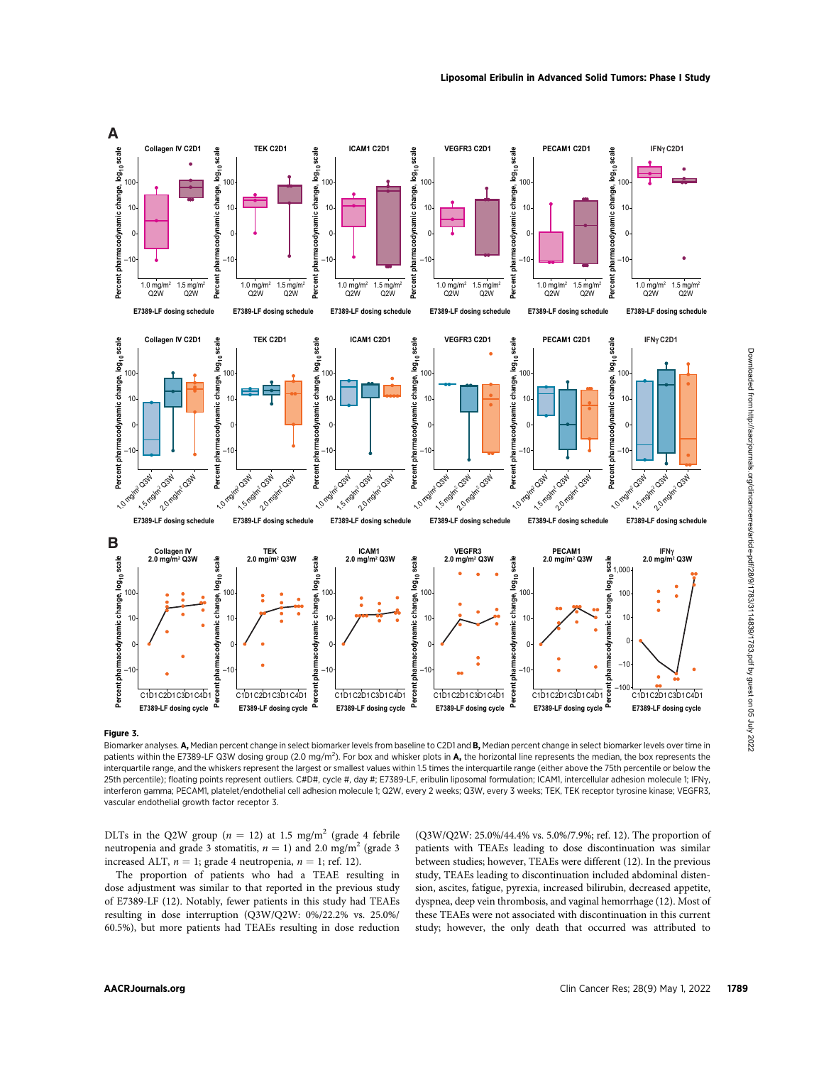**Figure 3.**

Biomarker analyses. **A,** Median percent change in select biomarker levels from baseline to C2D1 and **B,** Median percent change in select biomarker levels over time in patients within the E7389-LF Q3W dosing group (2.0 mg/m$^2$). For box and whisker plots in **A,** the horizontal line represents the median, the box represents the interquartile range, and the whiskers represent the largest or smallest values within 1.5 times the interquartile range (either above the 75th percentile or below the 25th percentile); floating points represent outliers. C#D#, cycle #, day #; E7389-LF, eribulin liposomal formulation; ICAM1, intercellular adhesion molecule 1; IFNγ, interferon gamma; PECAM1, platelet/endothelial cell adhesion molecule 1; Q2W, every 2 weeks; Q3W, every 3 weeks; TEK, TEK receptor tyrosine kinase; VEGFR3, vascular endothelial growth factor receptor 3.

DLTs in the Q2W group ($n$ = 12) at 1.5 mg/m$^2$ (grade 4 febrile neutropenia and grade 3 stomatitis, $n$ = 1) and 2.0 mg/m$^2$ (grade 3 increased ALT, $n$ = 1; grade 4 neutropenia, $n$ = 1; ref. 12).

The proportion of patients who had a TEAE resulting in dose adjustment was similar to that reported in the previous study of E7389-LF (12). Notably, fewer patients in this study had TEAEs resulting in dose interruption (Q3W/Q2W: 0%/22.2% vs. 25.0%/60.5%), but more patients had TEAEs resulting in dose reduction (Q3W/Q2W: 25.0%/44.4% vs. 5.0%/7.9%; ref. 12). The proportion of patients with TEAEs leading to dose discontinuation was similar between studies; however, TEAEs were different (12). In the previous study, TEAEs leading to discontinuation included abdominal distension, ascites, fatigue, pyrexia, increased bilirubin, decreased appetite, dyspnea, deep vein thrombosis, and vaginal hemorrhage (12). Most of these TEAEs were not associated with discontinuation in this current study; however, the only death that occurred was attributed to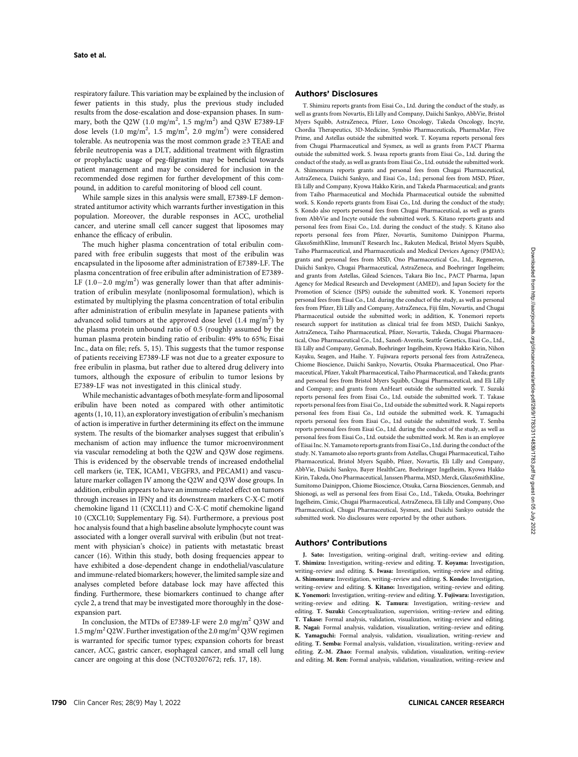respiratory failure. This variation may be explained by the inclusion of fewer patients in this study, plus the previous study included results from the dose-escalation and dose-expansion phases. In summary, both the Q2W (1.0 mg/m$^2$, 1.5 mg/m$^2$) and Q3W E7389-LF dose levels (1.0 mg/m$^2$, 1.5 mg/m$^2$, 2.0 mg/m$^2$) were considered tolerable. As neutropenia was the most common grade ≥3 TEAE and febrile neutropenia was a DLT, additional treatment with filgrastim or prophylactic usage of peg-filgrastim may be beneficial towards patient management and may be considered for inclusion in the recommended dose regimen for further development of this compound, in addition to careful monitoring of blood cell count.

While sample sizes in this analysis were small, E7389-LF demonstrated antitumor activity which warrants further investigation in this population. Moreover, the durable responses in ACC, urothelial cancer, and uterine small cell cancer suggest that liposomes may enhance the efficacy of eribulin.

The much higher plasma concentration of total eribulin compared with free eribulin suggests that most of the eribulin was encapsulated in the liposome after administration of E7389-LF. The plasma concentration of free eribulin after administration of E7389-LF (1.0−2.0 mg/m$^2$) was generally lower than that after administration of eribulin mesylate (nonliposomal formulation), which is estimated by multiplying the plasma concentration of total eribulin after administration of eribulin mesylate in Japanese patients with advanced solid tumors at the approved dose level (1.4 mg/m$^2$) by the plasma protein unbound ratio of 0.5 (roughly assumed by the human plasma protein binding ratio of eribulin: 49% to 65%; Eisai Inc., data on file; refs. 5, 15). This suggests that the tumor response of patients receiving E7389-LF was not due to a greater exposure to free eribulin in plasma, but rather due to altered drug delivery into tumors, although the exposure of eribulin to tumor lesions by E7389-LF was not investigated in this clinical study.

While mechanistic advantages of both mesylate-form and liposomal eribulin have been noted as compared with other antimitotic agents (1, 10, 11), an exploratory investigation of eribulin's mechanism of action is imperative in further determining its effect on the immune system. The results of the biomarker analyses suggest that eribulin's mechanism of action may influence the tumor microenvironment via vascular remodeling at both the Q2W and Q3W dose regimens. This is evidenced by the observable trends of increased endothelial cell markers (ie, TEK, ICAM1, VEGFR3, and PECAM1) and vasculature marker collagen IV among the Q2W and Q3W dose groups. In addition, eribulin appears to have an immune-related effect on tumors through increases in IFNγ and its downstream markers C-X-C motif chemokine ligand 11 (CXCL11) and C-X-C motif chemokine ligand 10 (CXCL10; Supplementary Fig. S4). Furthermore, a previous post hoc analysis found that a high baseline absolute lymphocyte count was associated with a longer overall survival with eribulin (but not treatment with physician's choice) in patients with metastatic breast cancer (16). Within this study, both dosing frequencies appear to have exhibited a dose-dependent change in endothelial/vasculature and immune-related biomarkers; however, the limited sample size and analyses completed before database lock may have affected this finding. Furthermore, these biomarkers continued to change after cycle 2, a trend that may be investigated more thoroughly in the dose-expansion part.

In conclusion, the MTDs of E7389-LF were 2.0 mg/m$^2$ Q3W and 1.5 mg/m$^2$ Q2W. Further investigation of the 2.0 mg/m$^2$ Q3W regimen is warranted for specific tumor types; expansion cohorts for breast cancer, ACC, gastric cancer, esophageal cancer, and small cell lung cancer are ongoing at this dose (NCT03207672; refs. 17, 18).

## Authors' Disclosures

T. Shimizu reports grants from Eisai Co., Ltd. during the conduct of the study, as well as grants from Novartis, Eli Lilly and Company, Daiichi Sankyo, AbbVie, Bristol Myers Squibb, AstraZeneca, Pfizer, Loxo Oncology, Takeda Oncology, Incyte, Chordia Therapeutics, 3D-Medicine, Symbio Pharmaceuticals, PharmaMar, Five Prime, and Astellas outside the submitted work. T. Koyama reports personal fees from Chugai Pharmaceutical and Sysmex, as well as grants from PACT Pharma outside the submitted work. S. Iwasa reports grants from Eisai Co., Ltd. during the conduct of the study, as well as grants from Eisai Co., Ltd. outside the submitted work. A. Shimomura reports grants and personal fees from Chugai Pharmaceutical, AstraZeneca, Daiichi Sankyo, and Eisai Co., Ltd.; personal fees from MSD, Pfizer, Eli Lilly and Company, Kyowa Hakko Kirin, and Takeda Pharmaceutical; and grants from Taiho Pharmaceutical and Mochida Pharmaceutical outside the submitted work. S. Kondo reports grants from Eisai Co., Ltd. during the conduct of the study; S. Kondo also reports personal fees from Chugai Pharmaceutical, as well as grants from AbbVie and Incyte outside the submitted work. S. Kitano reports grants and personal fees from Eisai Co., Ltd. during the conduct of the study. S. Kitano also reports personal fees from Pfizer, Novartis, Sumitomo Dainippon Pharma, GlaxoSmithKline, ImmuniT Research Inc., Rakuten Medical, Bristol Myers Squibb, Taiho Pharmaceutical, and Pharmaceuticals and Medical Devices Agency (PMDA); grants and personal fees from MSD, Ono Pharmaceutical Co., Ltd., Regeneron, Daiichi Sankyo, Chugai Pharmaceutical, AstraZeneca, and Boehringer Ingelheim; and grants from Astellas, Gilead Sciences, Takara Bio Inc., PACT Pharma, Japan Agency for Medical Research and Development (AMED), and Japan Society for the Promotion of Science (JSPS) outside the submitted work. K. Yonemori reports personal fees from Eisai Co., Ltd. during the conduct of the study, as well as personal fees from Pfizer, Eli Lilly and Company, AstraZeneca, Fiji film, Novartis, and Chugai Pharmaceutical outside the submitted work; in addition, K. Yonemori reports research support for institution as clinical trial fee from MSD, Daiichi Sankyo, AstraZeneca, Taiho Pharmaceutical, Pfizer, Novartis, Takeda, Chugai Pharmaceutical, Ono Pharmaceutical Co., Ltd., Sanofi-Aventis, Seattle Genetics, Eisai Co., Ltd., Eli Lilly and Company, Genmab, Boehringer Ingelheim, Kyowa Hakko Kirin, Nihon Kayaku, Seagen, and Haihe. Y. Fujiwara reports personal fees from AstraZeneca, Chiome Bioscience, Daiichi Sankyo, Novartis, Otsuka Pharmaceutical, Ono Pharmaceutical, Pfizer, Yakult Pharmaceutical, Taiho Pharmaceutical, and Takeda; grants and personal fees from Bristol Myers Squibb, Chugai Pharmaceutical, and Eli Lilly and Company; and grants from AnHeart outside the submitted work. T. Suzuki reports personal fees from Eisai Co., Ltd. outside the submitted work. T. Takase reports personal fees from Eisai Co., Ltd outside the submitted work. R. Nagai reports personal fees from Eisai Co., Ltd outside the submitted work. K. Yamaguchi reports personal fees from Eisai Co., Ltd outside the submitted work. T. Semba reports personal fees from Eisai Co., Ltd. during the conduct of the study, as well as personal fees from Eisai Co., Ltd. outside the submitted work. M. Ren is an employee of Eisai Inc. N. Yamamoto reports grants from Eisai Co., Ltd. during the conduct of the study. N. Yamamoto also reports grants from Astellas, Chugai Pharmaceutical, Taiho Pharmaceutical, Bristol Myers Squibb, Pfizer, Novartis, Eli Lilly and Company, AbbVie, Daiichi Sankyo, Bayer HealthCare, Boehringer Ingelheim, Kyowa Hakko Kirin, Takeda, Ono Pharmaceutical, Janssen Pharma, MSD, Merck, GlaxoSmithKline, Sumitomo Dainippon, Chiome Bioscience, Otsuka, Carna Biosciences, Genmab, and Shionogi, as well as personal fees from Eisai Co., Ltd., Takeda, Otsuka, Boehringer Ingelheim, Cimic, Chugai Pharmaceutical, AstraZeneca, Eli Lilly and Company, Ono Pharmaceutical, Chugai Pharmaceutical, Sysmex, and Daiichi Sankyo outside the submitted work. No disclosures were reported by the other authors.

## Authors' Contributions

**J. Sato:** Investigation, writing–original draft, writing–review and editing. **T. Shimizu:** Investigation, writing–review and editing. **T. Koyama:** Investigation, writing–review and editing. **S. Iwasa:** Investigation, writing–review and editing. **A. Shimomura:** Investigation, writing–review and editing. **S. Kondo:** Investigation, writing–review and editing. **S. Kitano:** Investigation, writing–review and editing. **K. Yonemori:** Investigation, writing–review and editing. **Y. Fujiwara:** Investigation, writing–review and editing. **K. Tamura:** Investigation, writing–review and editing. **T. Suzuki:** Conceptualization, supervision, writing–review and editing. **T. Takase:** Formal analysis, validation, visualization, writing–review and editing. **R. Nagai:** Formal analysis, validation, visualization, writing–review and editing. **K. Yamaguchi:** Formal analysis, validation, visualization, writing–review and editing. **T. Semba:** Formal analysis, validation, visualization, writing–review and editing. **Z.-M. Zhao:** Formal analysis, validation, visualization, writing–review and editing. **M. Ren:** Formal analysis, validation, visualization, writing–review and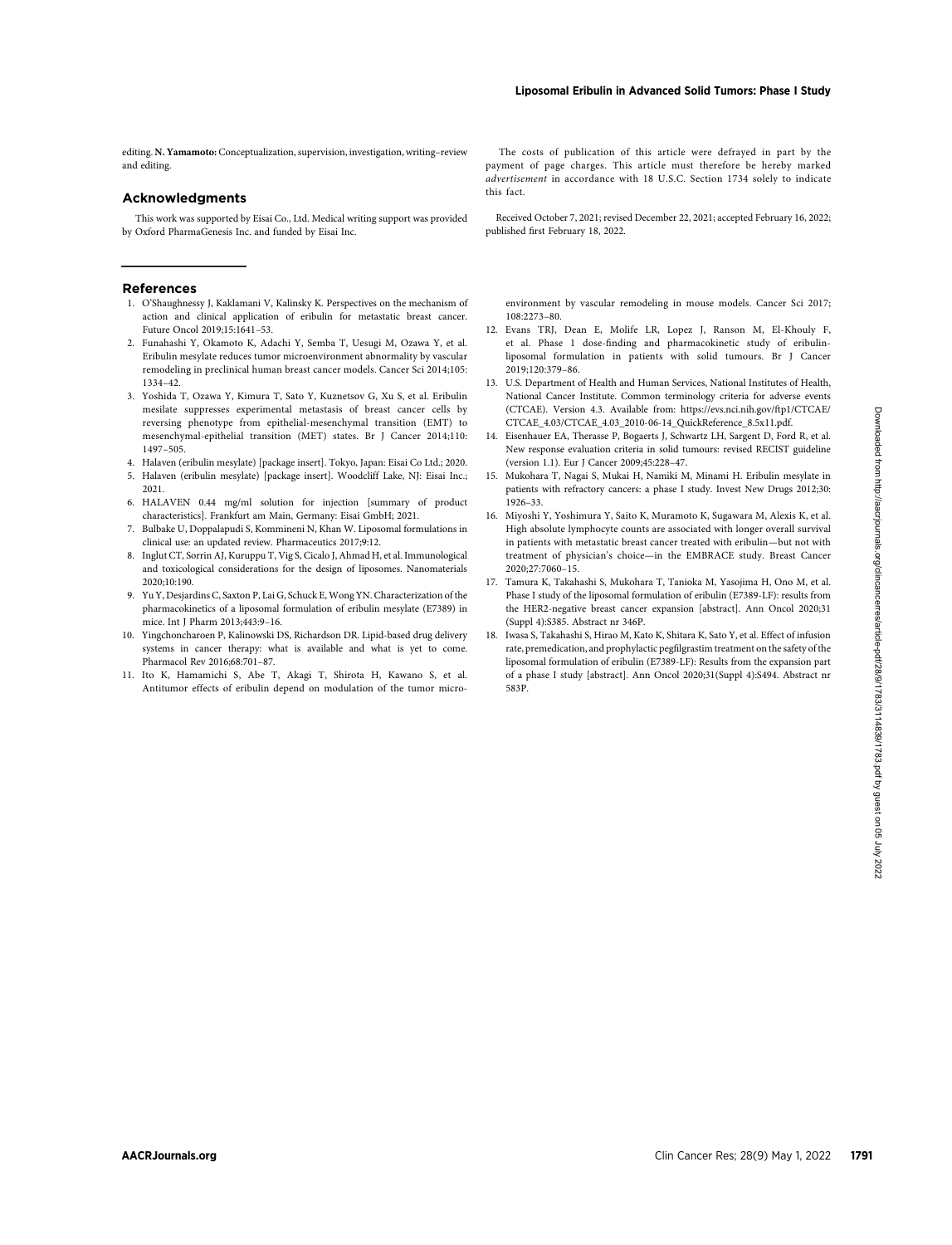editing. **N. Yamamoto:** Conceptualization, supervision, investigation, writing–review and editing.

## Acknowledgments

This work was supported by Eisai Co., Ltd. Medical writing support was provided by Oxford PharmaGenesis Inc. and funded by Eisai Inc.

The costs of publication of this article were defrayed in part by the payment of page charges. This article must therefore be hereby marked *advertisement* in accordance with 18 U.S.C. Section 1734 solely to indicate this fact.

Received October 7, 2021; revised December 22, 2021; accepted February 16, 2022; published first February 18, 2022.

## References

1. O'Shaughnessy J, Kaklamani V, Kalinsky K. Perspectives on the mechanism of action and clinical application of eribulin for metastatic breast cancer. Future Oncol 2019;15:1641–53.
2. Funahashi Y, Okamoto K, Adachi Y, Semba T, Uesugi M, Ozawa Y, et al. Eribulin mesylate reduces tumor microenvironment abnormality by vascular remodeling in preclinical human breast cancer models. Cancer Sci 2014;105: 1334–42.
3. Yoshida T, Ozawa Y, Kimura T, Sato Y, Kuznetsov G, Xu S, et al. Eribulin mesilate suppresses experimental metastasis of breast cancer cells by reversing phenotype from epithelial-mesenchymal transition (EMT) to mesenchymal-epithelial transition (MET) states. Br J Cancer 2014;110: 1497–505.
4. Halaven (eribulin mesylate) [package insert]. Tokyo, Japan: Eisai Co Ltd.; 2020.
5. Halaven (eribulin mesylate) [package insert]. Woodcliff Lake, NJ: Eisai Inc.; 2021.
6. HALAVEN 0.44 mg/ml solution for injection [summary of product characteristics]. Frankfurt am Main, Germany: Eisai GmbH; 2021.
7. Bulbake U, Doppalapudi S, Kommineni N, Khan W. Liposomal formulations in clinical use: an updated review. Pharmaceutics 2017;9:12.
8. Inglut CT, Sorrin AJ, Kuruppu T, Vig S, Cicalo J, Ahmad H, et al. Immunological and toxicological considerations for the design of liposomes. Nanomaterials 2020;10:190.
9. Yu Y, Desjardins C, Saxton P, Lai G, Schuck E, Wong YN. Characterization of the pharmacokinetics of a liposomal formulation of eribulin mesylate (E7389) in mice. Int J Pharm 2013;443:9–16.
10. Yingchoncharoen P, Kalinowski DS, Richardson DR. Lipid-based drug delivery systems in cancer therapy: what is available and what is yet to come. Pharmacol Rev 2016;68:701–87.
11. Ito K, Hamamichi S, Abe T, Akagi T, Shirota H, Kawano S, et al. Antitumor effects of eribulin depend on modulation of the tumor microenvironment by vascular remodeling in mouse models. Cancer Sci 2017; 108:2273–80.
12. Evans TRJ, Dean E, Molife LR, Lopez J, Ranson M, El-Khouly F, et al. Phase 1 dose-finding and pharmacokinetic study of eribulin-liposomal formulation in patients with solid tumours. Br J Cancer 2019;120:379–86.
13. U.S. Department of Health and Human Services, National Institutes of Health, National Cancer Institute. Common terminology criteria for adverse events (CTCAE). Version 4.3. Available from: https://evs.nci.nih.gov/ftp1/CTCAE/CTCAE_4.03/CTCAE_4.03_2010-06-14_QuickReference_8.5x11.pdf.
14. Eisenhauer EA, Therasse P, Bogaerts J, Schwartz LH, Sargent D, Ford R, et al. New response evaluation criteria in solid tumours: revised RECIST guideline (version 1.1). Eur J Cancer 2009;45:228–47.
15. Mukohara T, Nagai S, Mukai H, Namiki M, Minami H. Eribulin mesylate in patients with refractory cancers: a phase I study. Invest New Drugs 2012;30: 1926–33.
16. Miyoshi Y, Yoshimura Y, Saito K, Muramoto K, Sugawara M, Alexis K, et al. High absolute lymphocyte counts are associated with longer overall survival in patients with metastatic breast cancer treated with eribulin—but not with treatment of physician's choice—in the EMBRACE study. Breast Cancer 2020;27:7060–15.
17. Tamura K, Takahashi S, Mukohara T, Tanioka M, Yasojima H, Ono M, et al. Phase I study of the liposomal formulation of eribulin (E7389-LF): results from the HER2-negative breast cancer expansion [abstract]. Ann Oncol 2020;31 (Suppl 4):S385. Abstract nr 346P.
18. Iwasa S, Takahashi S, Hirao M, Kato K, Shitara K, Sato Y, et al. Effect of infusion rate, premedication, and prophylactic pegfilgrastim treatment on the safety of the liposomal formulation of eribulin (E7389-LF): Results from the expansion part of a phase I study [abstract]. Ann Oncol 2020;31(Suppl 4):S494. Abstract nr 583P.